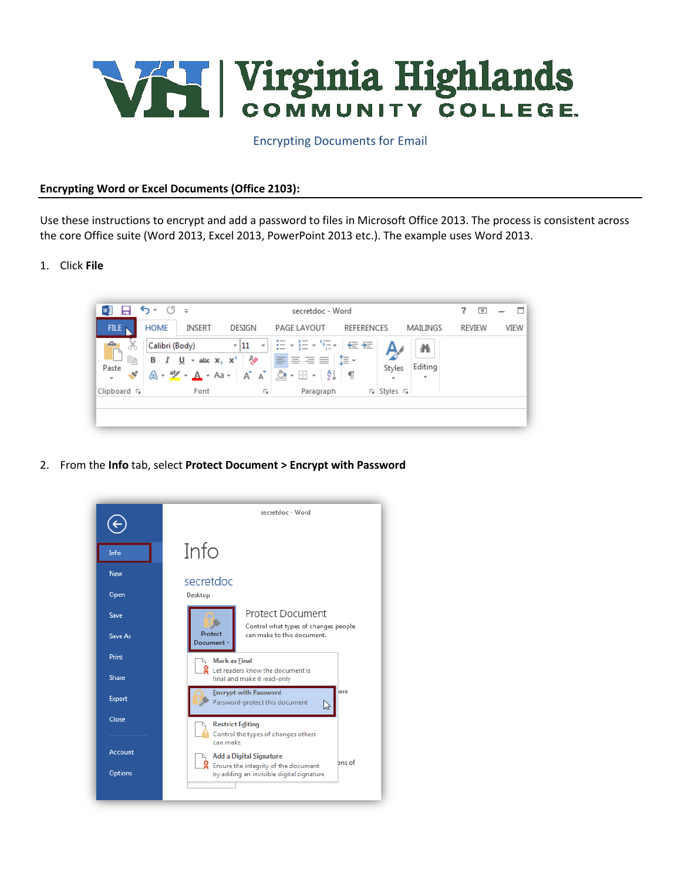# Virginia Highlands Community College

Encrypting Documents for Email

**Encrypting Word or Excel Documents (Office 2103):**

Use these instructions to encrypt and add a password to files in Microsoft Office 2013. The process is consistent across the core Office suite (Word 2013, Excel 2013, PowerPoint 2013 etc.). The example uses Word 2013.

1. Click **File**

2. From the **Info** tab, select **Protect Document > Encrypt with Password**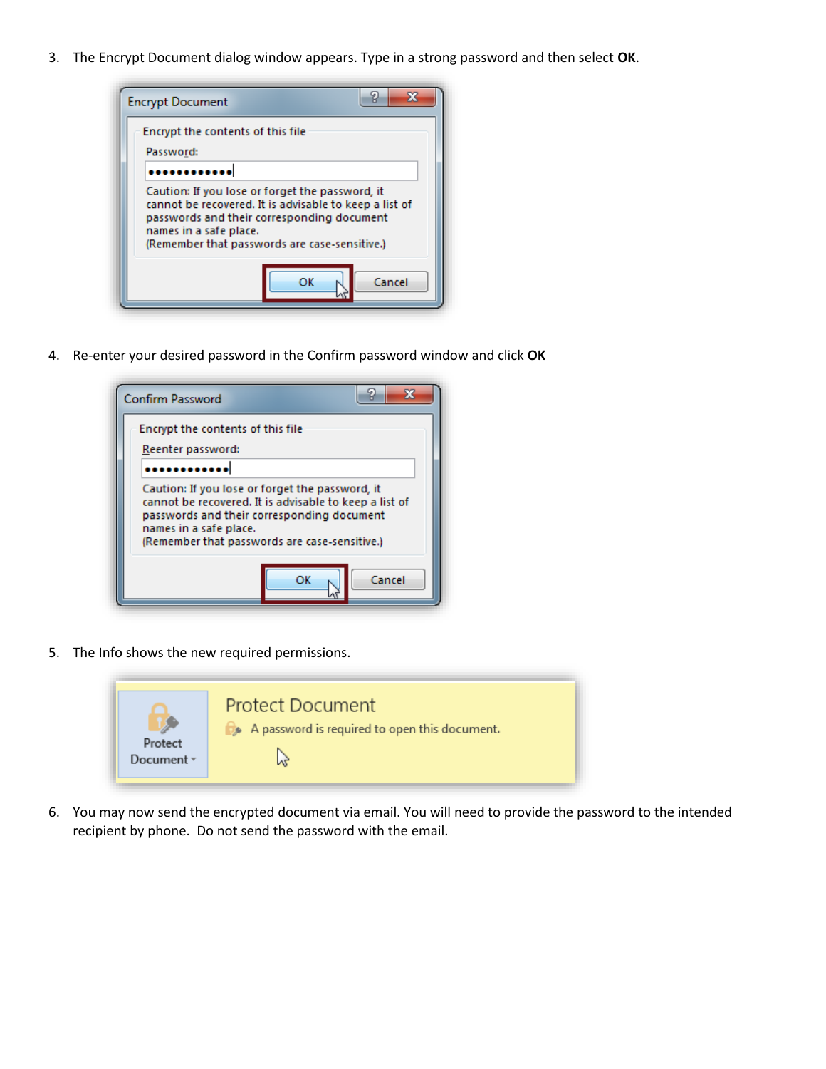3. The Encrypt Document dialog window appears. Type in a strong password and then select **OK**.

4. Re-enter your desired password in the Confirm password window and click **OK**

5. The Info shows the new required permissions.

6. You may now send the encrypted document via email. You will need to provide the password to the intended recipient by phone. Do not send the password with the email.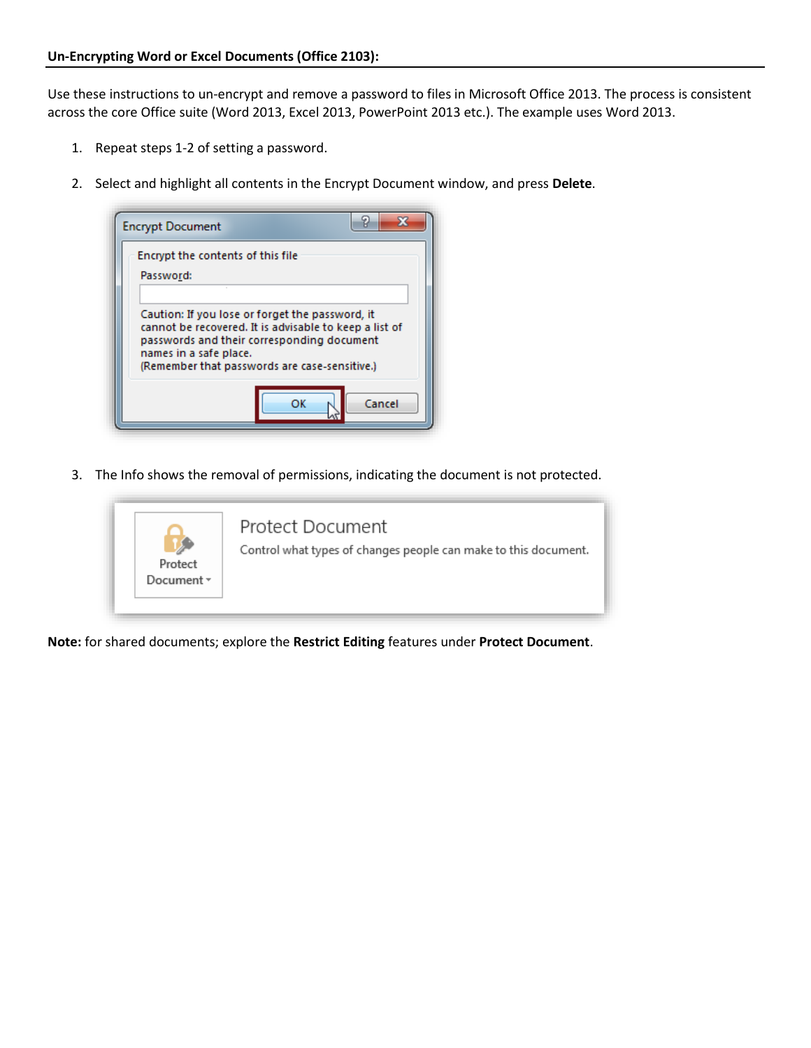**Un-Encrypting Word or Excel Documents (Office 2103):**

Use these instructions to un-encrypt and remove a password to files in Microsoft Office 2013. The process is consistent across the core Office suite (Word 2013, Excel 2013, PowerPoint 2013 etc.). The example uses Word 2013.

1. Repeat steps 1-2 of setting a password.
2. Select and highlight all contents in the Encrypt Document window, and press **Delete**.
3. The Info shows the removal of permissions, indicating the document is not protected.

**Note:** for shared documents; explore the **Restrict Editing** features under **Protect Document**.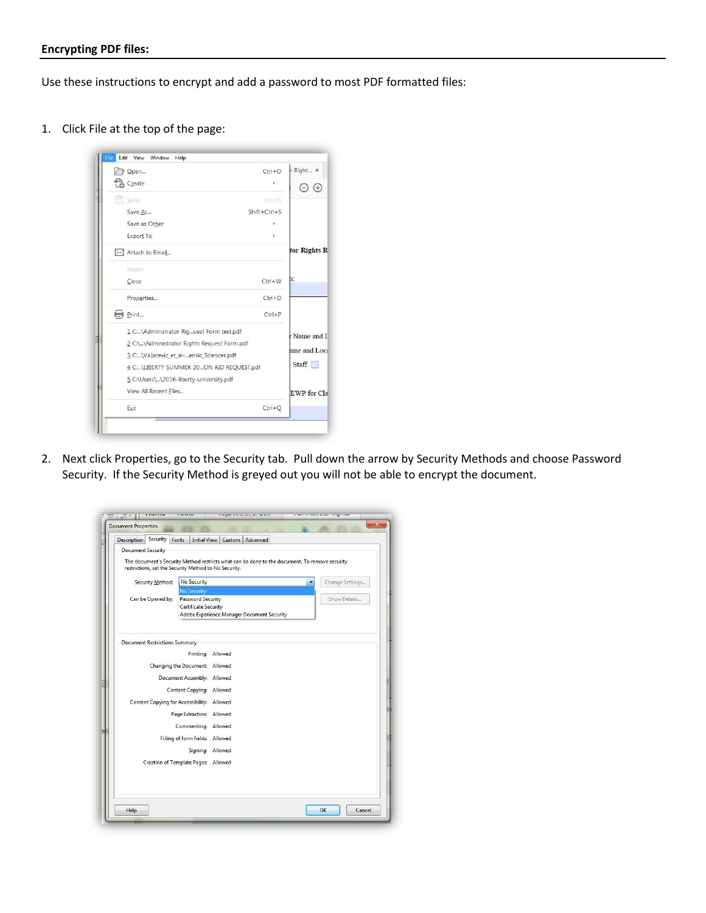**Encrypting PDF files:**

Use these instructions to encrypt and add a password to most PDF formatted files:

1. Click File at the top of the page:

2. Next click Properties, go to the Security tab. Pull down the arrow by Security Methods and choose Password Security. If the Security Method is greyed out you will not be able to encrypt the document.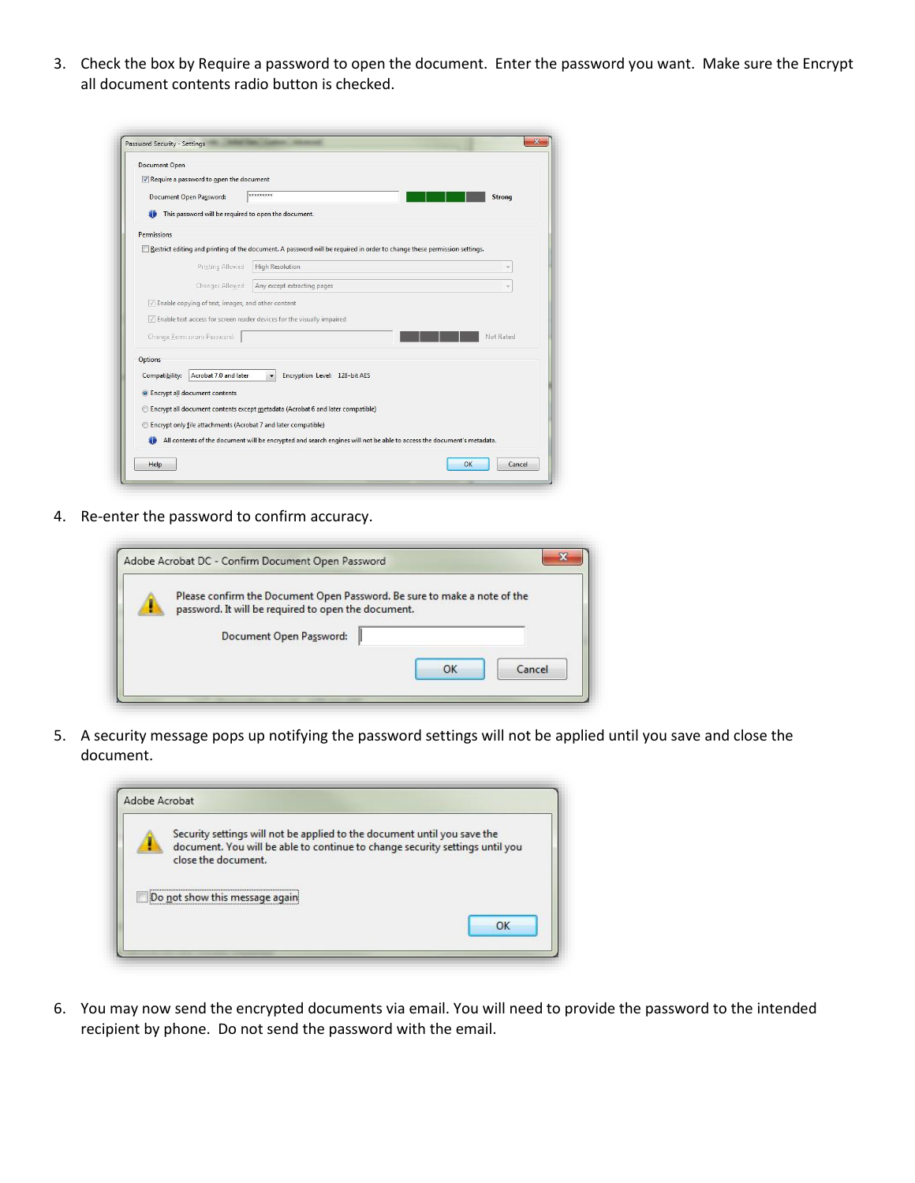3. Check the box by Require a password to open the document. Enter the password you want. Make sure the Encrypt all document contents radio button is checked.

4. Re-enter the password to confirm accuracy.

5. A security message pops up notifying the password settings will not be applied until you save and close the document.

6. You may now send the encrypted documents via email. You will need to provide the password to the intended recipient by phone. Do not send the password with the email.